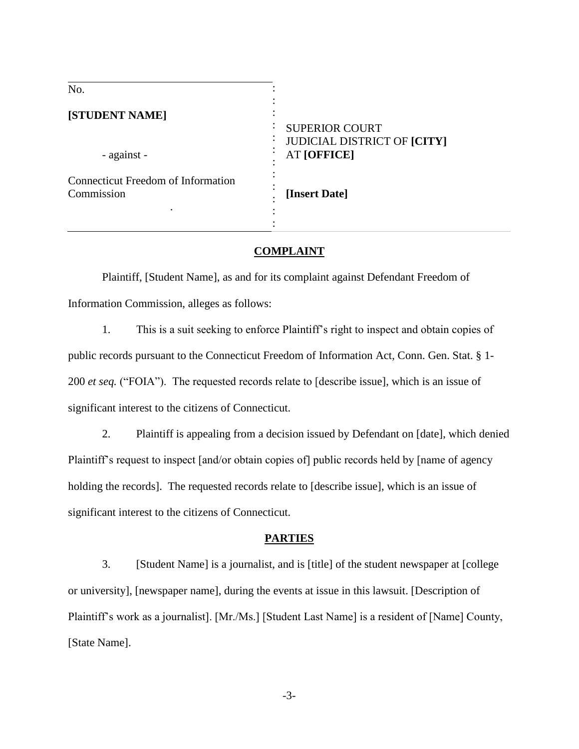| No. | |
|---|---|
| **[STUDENT NAME]** | SUPERIOR COURT<br>JUDICIAL DISTRICT OF **[CITY]**<br>AT **[OFFICE]** |
| - against - | |
| Connecticut Freedom of Information Commission | **[Insert Date]** |

## COMPLAINT

Plaintiff, [Student Name], as and for its complaint against Defendant Freedom of Information Commission, alleges as follows:

1. This is a suit seeking to enforce Plaintiff's right to inspect and obtain copies of public records pursuant to the Connecticut Freedom of Information Act, Conn. Gen. Stat. § 1-200 *et seq.* ("FOIA"). The requested records relate to [describe issue], which is an issue of significant interest to the citizens of Connecticut.

2. Plaintiff is appealing from a decision issued by Defendant on [date], which denied Plaintiff's request to inspect [and/or obtain copies of] public records held by [name of agency holding the records]. The requested records relate to [describe issue], which is an issue of significant interest to the citizens of Connecticut.

## PARTIES

3. [Student Name] is a journalist, and is [title] of the student newspaper at [college or university], [newspaper name], during the events at issue in this lawsuit. [Description of Plaintiff's work as a journalist]. [Mr./Ms.] [Student Last Name] is a resident of [Name] County, [State Name].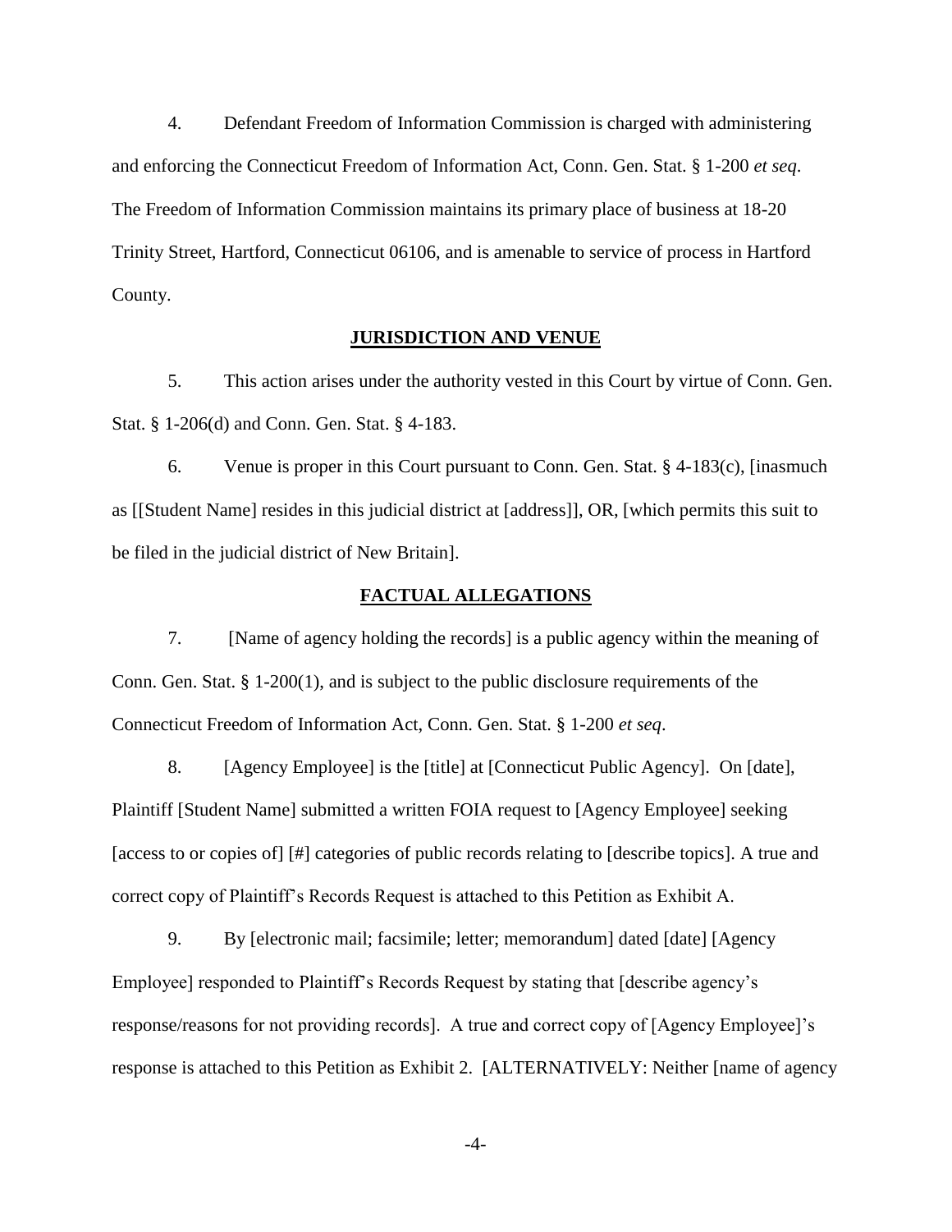4. Defendant Freedom of Information Commission is charged with administering and enforcing the Connecticut Freedom of Information Act, Conn. Gen. Stat. § 1-200 *et seq*. The Freedom of Information Commission maintains its primary place of business at 18-20 Trinity Street, Hartford, Connecticut 06106, and is amenable to service of process in Hartford County.

## JURISDICTION AND VENUE

5. This action arises under the authority vested in this Court by virtue of Conn. Gen. Stat. § 1-206(d) and Conn. Gen. Stat. § 4-183.

6. Venue is proper in this Court pursuant to Conn. Gen. Stat. § 4-183(c), [inasmuch as [[Student Name] resides in this judicial district at [address]], OR, [which permits this suit to be filed in the judicial district of New Britain].

## FACTUAL ALLEGATIONS

7. [Name of agency holding the records] is a public agency within the meaning of Conn. Gen. Stat. § 1-200(1), and is subject to the public disclosure requirements of the Connecticut Freedom of Information Act, Conn. Gen. Stat. § 1-200 *et seq*.

8. [Agency Employee] is the [title] at [Connecticut Public Agency]. On [date], Plaintiff [Student Name] submitted a written FOIA request to [Agency Employee] seeking [access to or copies of] [#] categories of public records relating to [describe topics]. A true and correct copy of Plaintiff's Records Request is attached to this Petition as Exhibit A.

9. By [electronic mail; facsimile; letter; memorandum] dated [date] [Agency Employee] responded to Plaintiff's Records Request by stating that [describe agency's response/reasons for not providing records]. A true and correct copy of [Agency Employee]'s response is attached to this Petition as Exhibit 2. [ALTERNATIVELY: Neither [name of agency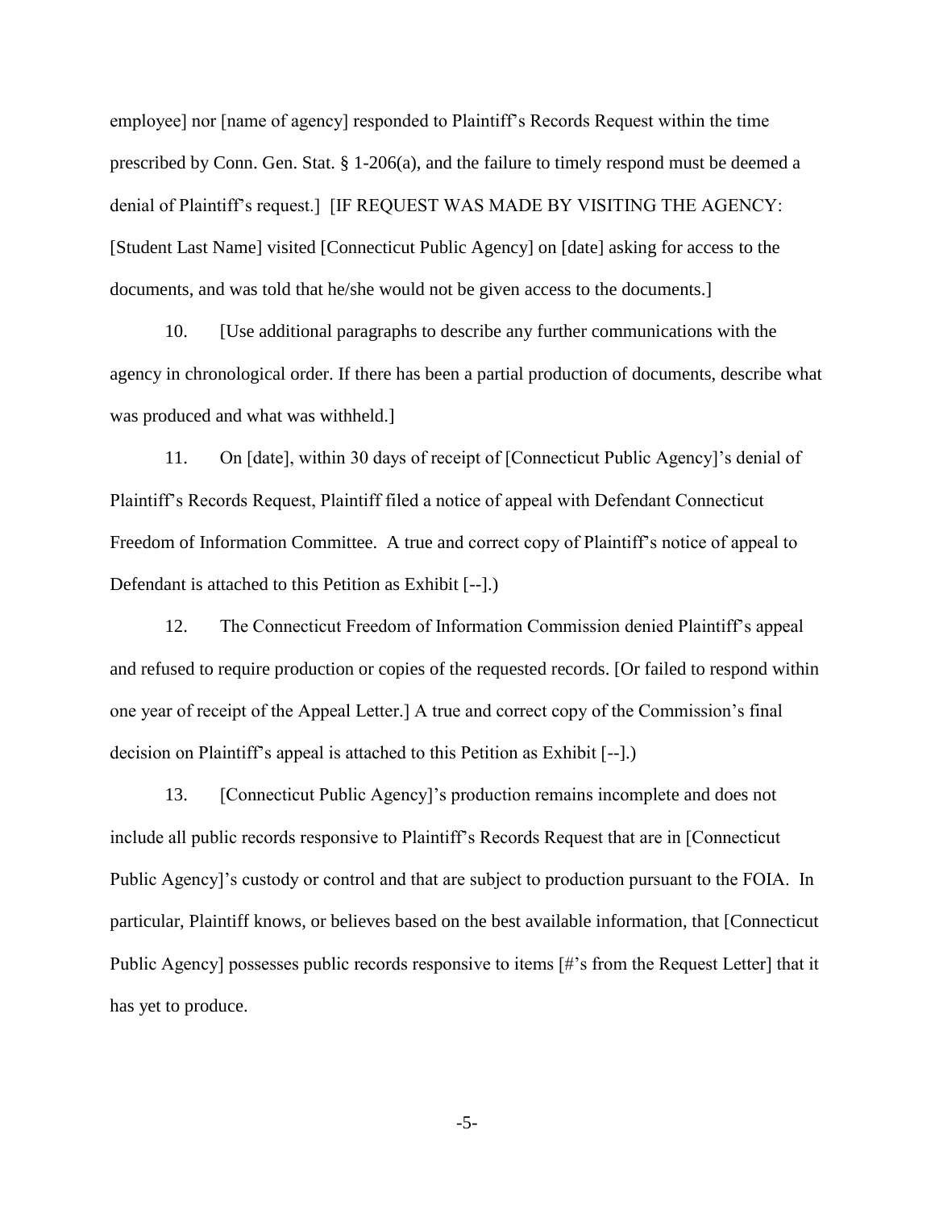employee] nor [name of agency] responded to Plaintiff's Records Request within the time prescribed by Conn. Gen. Stat. § 1-206(a), and the failure to timely respond must be deemed a denial of Plaintiff's request.] [IF REQUEST WAS MADE BY VISITING THE AGENCY: [Student Last Name] visited [Connecticut Public Agency] on [date] asking for access to the documents, and was told that he/she would not be given access to the documents.]

10. [Use additional paragraphs to describe any further communications with the agency in chronological order. If there has been a partial production of documents, describe what was produced and what was withheld.]

11. On [date], within 30 days of receipt of [Connecticut Public Agency]'s denial of Plaintiff's Records Request, Plaintiff filed a notice of appeal with Defendant Connecticut Freedom of Information Committee. A true and correct copy of Plaintiff's notice of appeal to Defendant is attached to this Petition as Exhibit [--].)

12. The Connecticut Freedom of Information Commission denied Plaintiff's appeal and refused to require production or copies of the requested records. [Or failed to respond within one year of receipt of the Appeal Letter.] A true and correct copy of the Commission's final decision on Plaintiff's appeal is attached to this Petition as Exhibit [--].)

13. [Connecticut Public Agency]'s production remains incomplete and does not include all public records responsive to Plaintiff's Records Request that are in [Connecticut Public Agency]'s custody or control and that are subject to production pursuant to the FOIA. In particular, Plaintiff knows, or believes based on the best available information, that [Connecticut Public Agency] possesses public records responsive to items [#'s from the Request Letter] that it has yet to produce.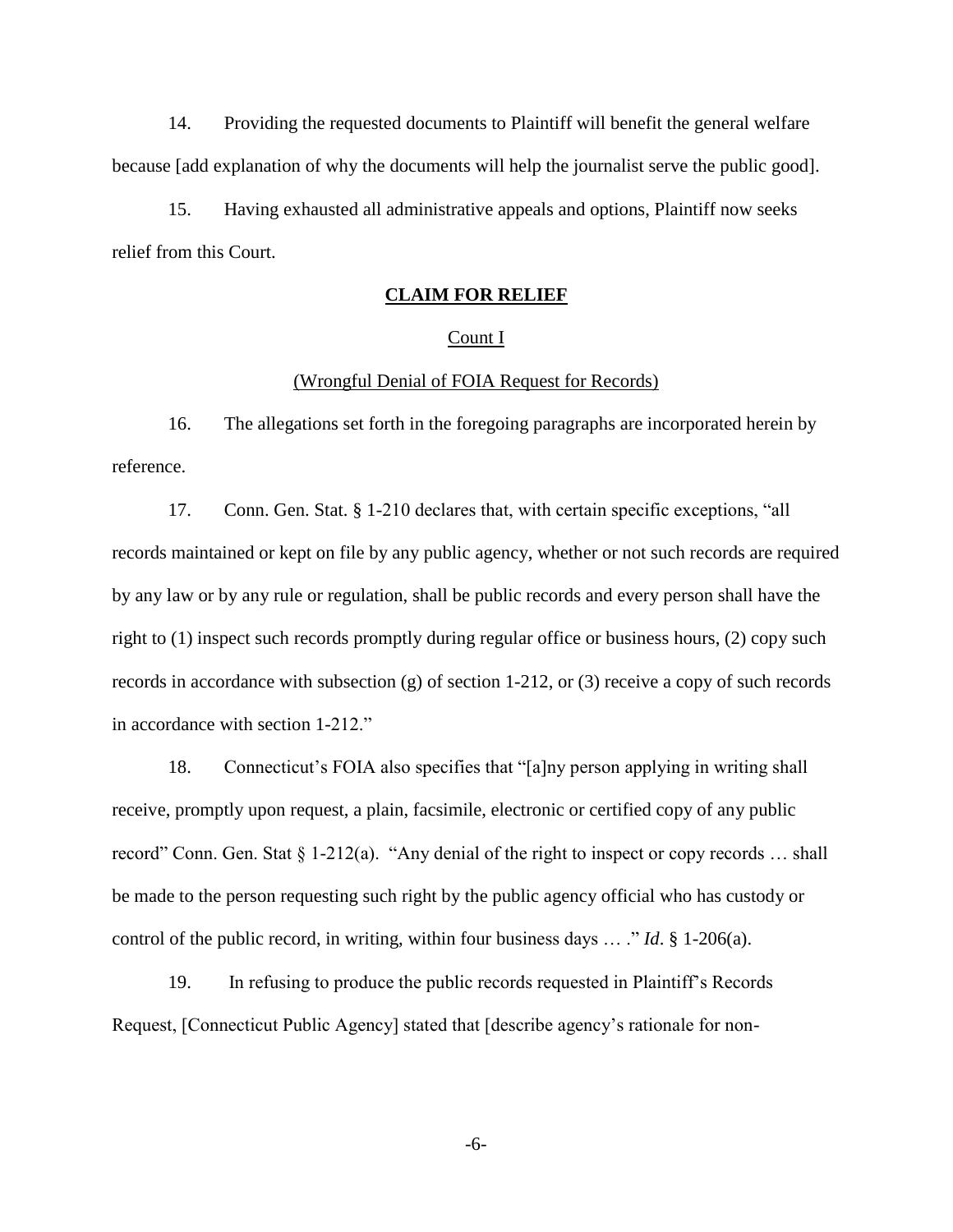14. Providing the requested documents to Plaintiff will benefit the general welfare because [add explanation of why the documents will help the journalist serve the public good].

15. Having exhausted all administrative appeals and options, Plaintiff now seeks relief from this Court.

## **CLAIM FOR RELIEF**

### Count I

### (Wrongful Denial of FOIA Request for Records)

16. The allegations set forth in the foregoing paragraphs are incorporated herein by reference.

17. Conn. Gen. Stat. § 1-210 declares that, with certain specific exceptions, "all records maintained or kept on file by any public agency, whether or not such records are required by any law or by any rule or regulation, shall be public records and every person shall have the right to (1) inspect such records promptly during regular office or business hours, (2) copy such records in accordance with subsection (g) of section 1-212, or (3) receive a copy of such records in accordance with section 1-212."

18. Connecticut's FOIA also specifies that "[a]ny person applying in writing shall receive, promptly upon request, a plain, facsimile, electronic or certified copy of any public record" Conn. Gen. Stat § 1-212(a). "Any denial of the right to inspect or copy records … shall be made to the person requesting such right by the public agency official who has custody or control of the public record, in writing, within four business days … ." *Id*. § 1-206(a).

19. In refusing to produce the public records requested in Plaintiff's Records Request, [Connecticut Public Agency] stated that [describe agency's rationale for non-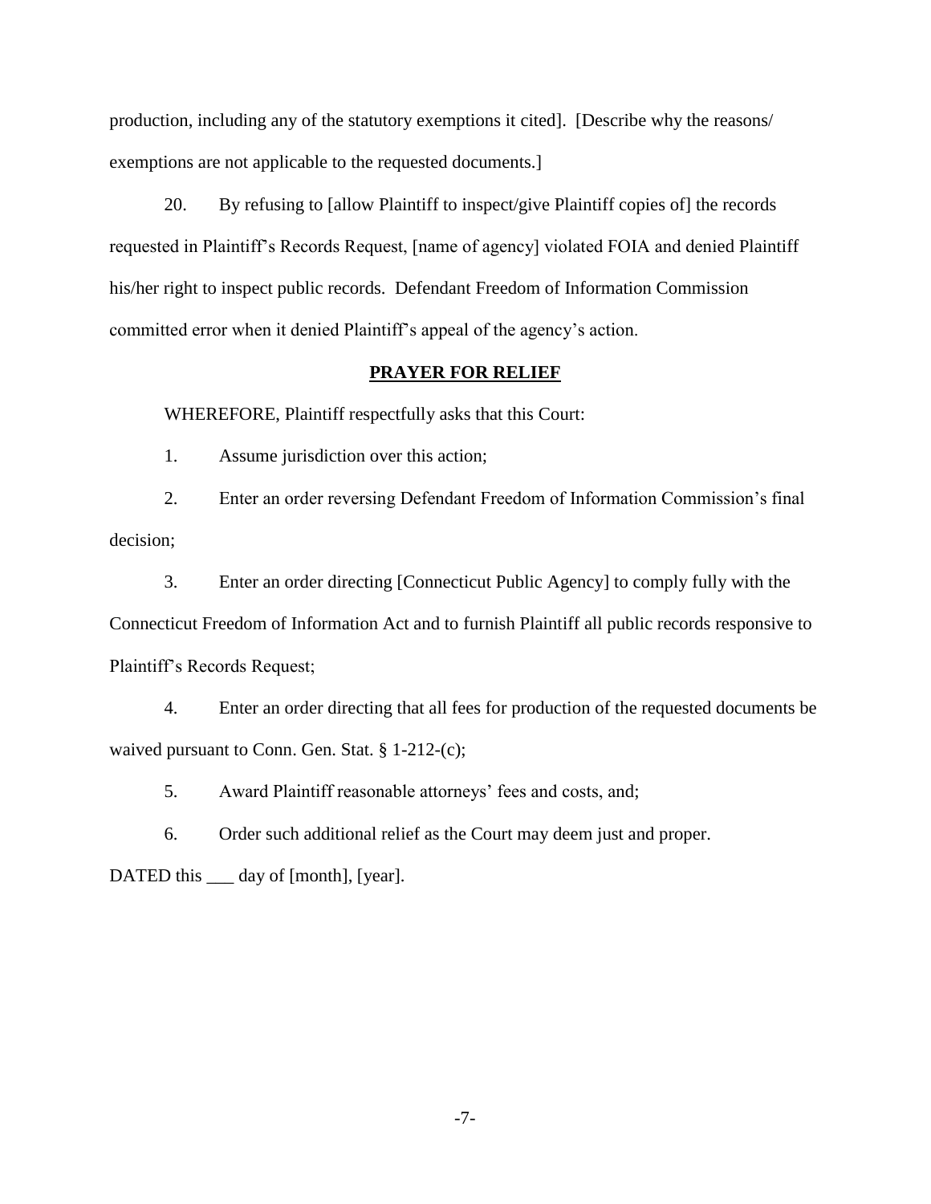production, including any of the statutory exemptions it cited]. [Describe why the reasons/ exemptions are not applicable to the requested documents.]

20. By refusing to [allow Plaintiff to inspect/give Plaintiff copies of] the records requested in Plaintiff's Records Request, [name of agency] violated FOIA and denied Plaintiff his/her right to inspect public records. Defendant Freedom of Information Commission committed error when it denied Plaintiff's appeal of the agency's action.

## PRAYER FOR RELIEF

WHEREFORE, Plaintiff respectfully asks that this Court:

1. Assume jurisdiction over this action;

2. Enter an order reversing Defendant Freedom of Information Commission's final decision;

3. Enter an order directing [Connecticut Public Agency] to comply fully with the Connecticut Freedom of Information Act and to furnish Plaintiff all public records responsive to Plaintiff's Records Request;

4. Enter an order directing that all fees for production of the requested documents be waived pursuant to Conn. Gen. Stat. § 1-212-(c);

5. Award Plaintiff reasonable attorneys' fees and costs, and;

6. Order such additional relief as the Court may deem just and proper.

DATED this ___ day of [month], [year].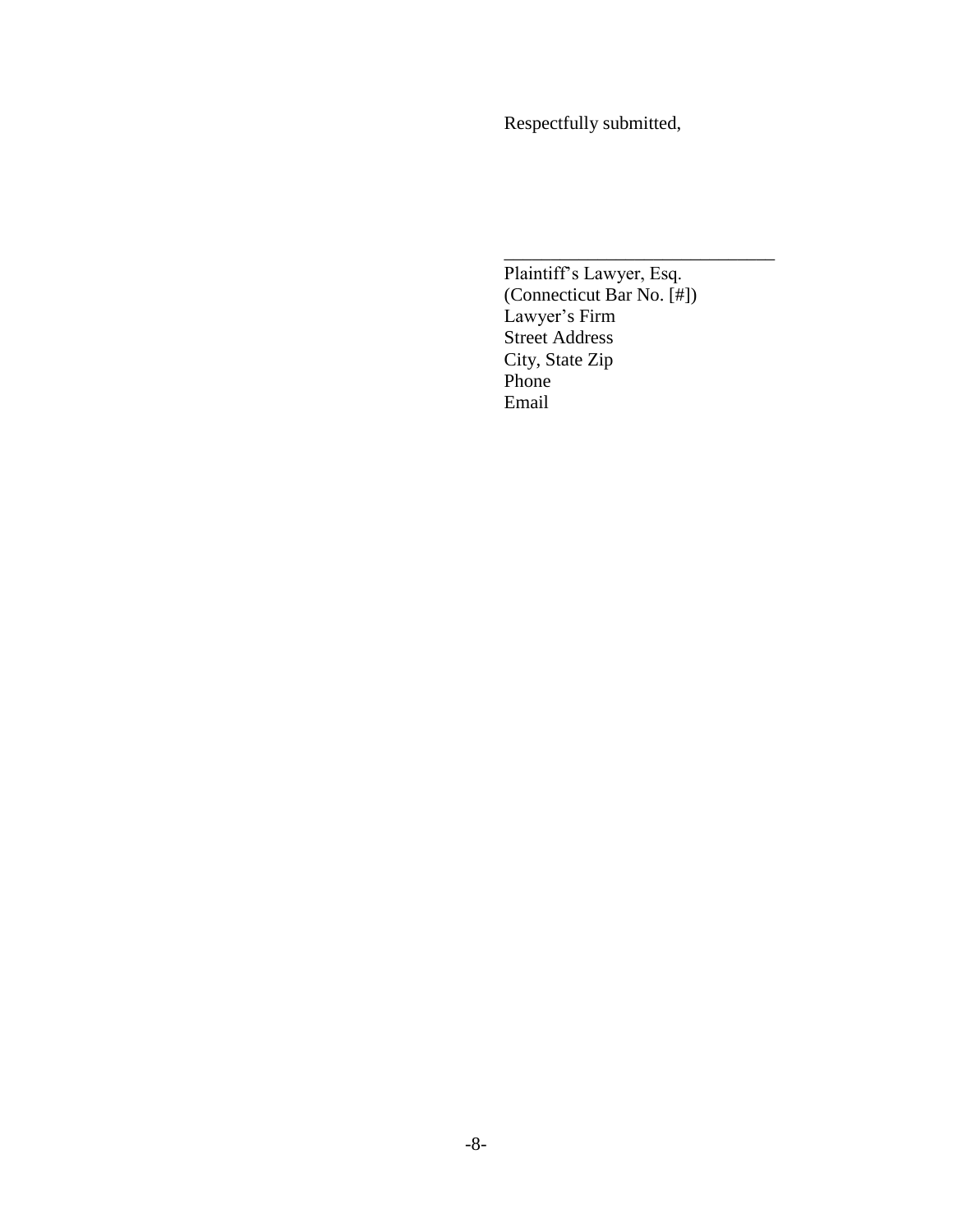Respectfully submitted,

\_\_\_\_\_\_\_\_\_\_\_\_\_\_\_\_\_\_\_\_\_\_\_\_\_\_\_\_\_\_

Plaintiff's Lawyer, Esq.
(Connecticut Bar No. [#])
Lawyer's Firm
Street Address
City, State Zip
Phone
Email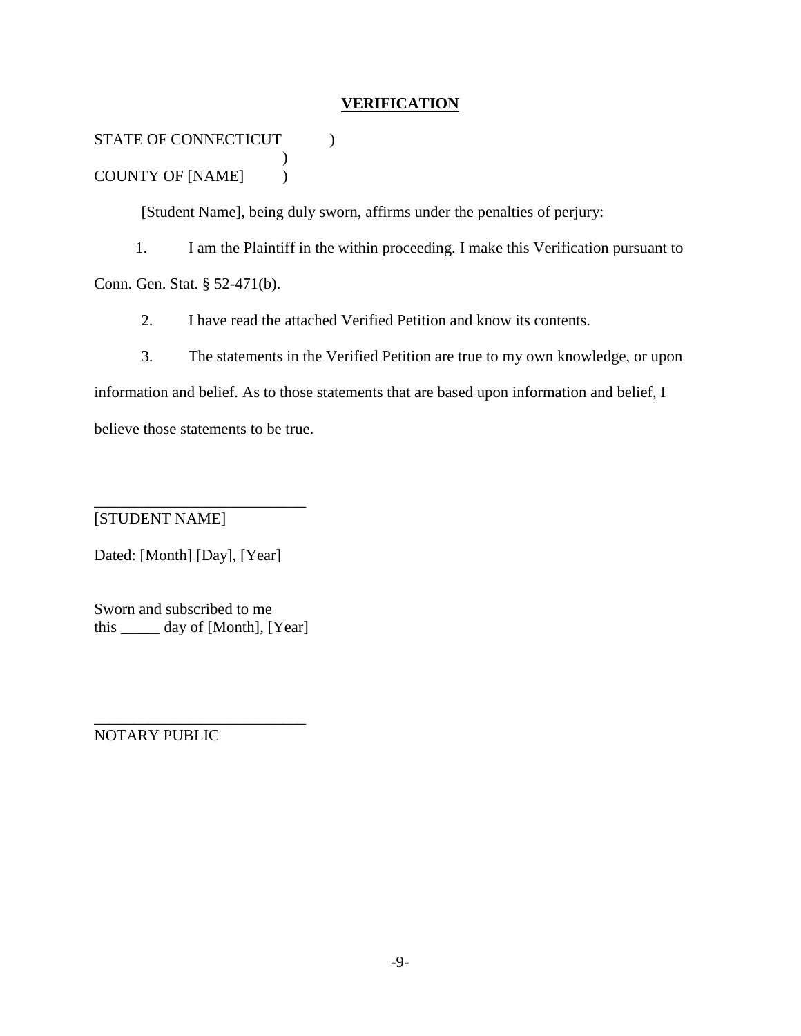## **VERIFICATION**

STATE OF CONNECTICUT )  
)  
COUNTY OF [NAME] )

[Student Name], being duly sworn, affirms under the penalties of perjury:

1. I am the Plaintiff in the within proceeding. I make this Verification pursuant to Conn. Gen. Stat. § 52-471(b).

2. I have read the attached Verified Petition and know its contents.

3. The statements in the Verified Petition are true to my own knowledge, or upon information and belief. As to those statements that are based upon information and belief, I believe those statements to be true.

___________________________  
[STUDENT NAME]

Dated: [Month] [Day], [Year]

Sworn and subscribed to me  
this _____ day of [Month], [Year]

___________________________  
NOTARY PUBLIC